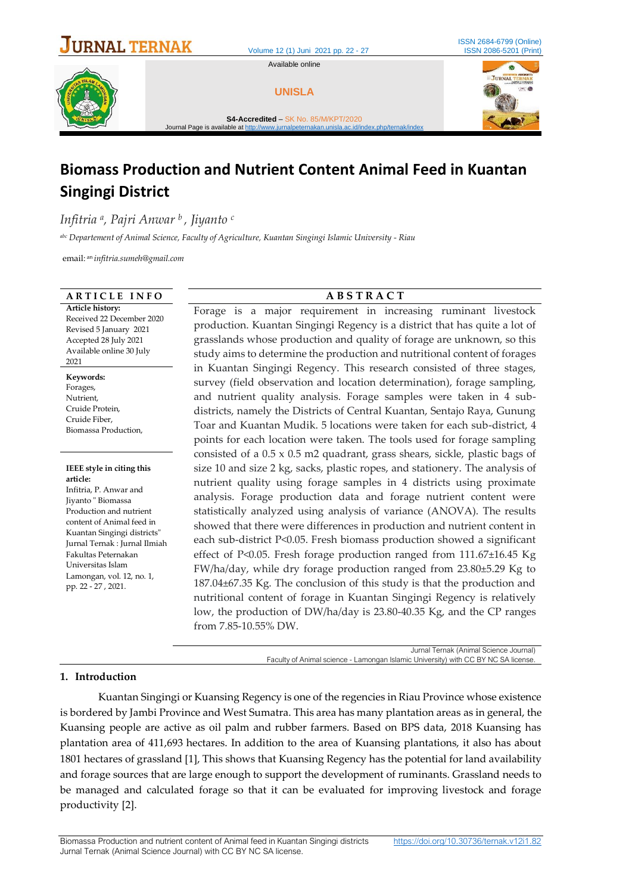# Biomass Production and Nutrient Content Animal Feed in Kuantan Singingi District

*Infitria [a], Pajri Anwar [b], Jiyanto [c]*

*[abc] Departement of Animal Science, Faculty of Agriculture, Kuantan Singingi Islamic University - Riau*

email: [an] *infitria.sumeh@gmail.com*

## ARTICLE INFO

**Article history:**
Received 22 December 2020
Revised 5 January 2021
Accepted 28 July 2021
Available online 30 July 2021

**Keywords:**
Forages,
Nutrient,
Cruide Protein,
Cruide Fiber,
Biomass Production,

**IEEE style in citing this article:**
Infitria, P. Anwar and Jiyanto " Biomass Production and nutrient content of Animal feed in Kuantan Singingi districts" Jurnal Ternak : Jurnal Ilmiah Fakultas Peternakan Universitas Islam Lamongan, vol. 12, no. 1, pp. 22 - 27 , 2021.

## ABSTRACT

Forage is a major requirement in increasing ruminant livestock production. Kuantan Singingi Regency is a district that has quite a lot of grasslands whose production and quality of forage are unknown, so this study aims to determine the production and nutritional content of forages in Kuantan Singingi Regency. This research consisted of three stages, survey (field observation and location determination), forage sampling, and nutrient quality analysis. Forage samples were taken in 4 sub-districts, namely the Districts of Central Kuantan, Sentajo Raya, Gunung Toar and Kuantan Mudik. 5 locations were taken for each sub-district, 4 points for each location were taken. The tools used for forage sampling consisted of a 0.5 x 0.5 m2 quadrant, grass shears, sickle, plastic bags of size 10 and size 2 kg, sacks, plastic ropes, and stationery. The analysis of nutrient quality using forage samples in 4 districts using proximate analysis. Forage production data and forage nutrient content were statistically analyzed using analysis of variance (ANOVA). The results showed that there were differences in production and nutrient content in each sub-district P<0.05. Fresh biomass production showed a significant effect of P<0.05. Fresh forage production ranged from 111.67±16.45 Kg FW/ha/day, while dry forage production ranged from 23.80±5.29 Kg to 187.04±67.35 Kg. The conclusion of this study is that the production and nutritional content of forage in Kuantan Singingi Regency is relatively low, the production of DW/ha/day is 23.80-40.35 Kg, and the CP ranges from 7.85-10.55% DW.

Jurnal Ternak (Animal Science Journal)
Faculty of Animal science - Lamongan Islamic University) with CC BY NC SA license.

## 1. Introduction

Kuantan Singingi or Kuansing Regency is one of the regencies in Riau Province whose existence is bordered by Jambi Province and West Sumatra. This area has many plantation areas as in general, the Kuansing people are active as oil palm and rubber farmers. Based on BPS data, 2018 Kuansing has plantation area of 411,693 hectares. In addition to the area of Kuansing plantations, it also has about 1801 hectares of grassland [1], This shows that Kuansing Regency has the potential for land availability and forage sources that are large enough to support the development of ruminants. Grassland needs to be managed and calculated forage so that it can be evaluated for improving livestock and forage productivity [2].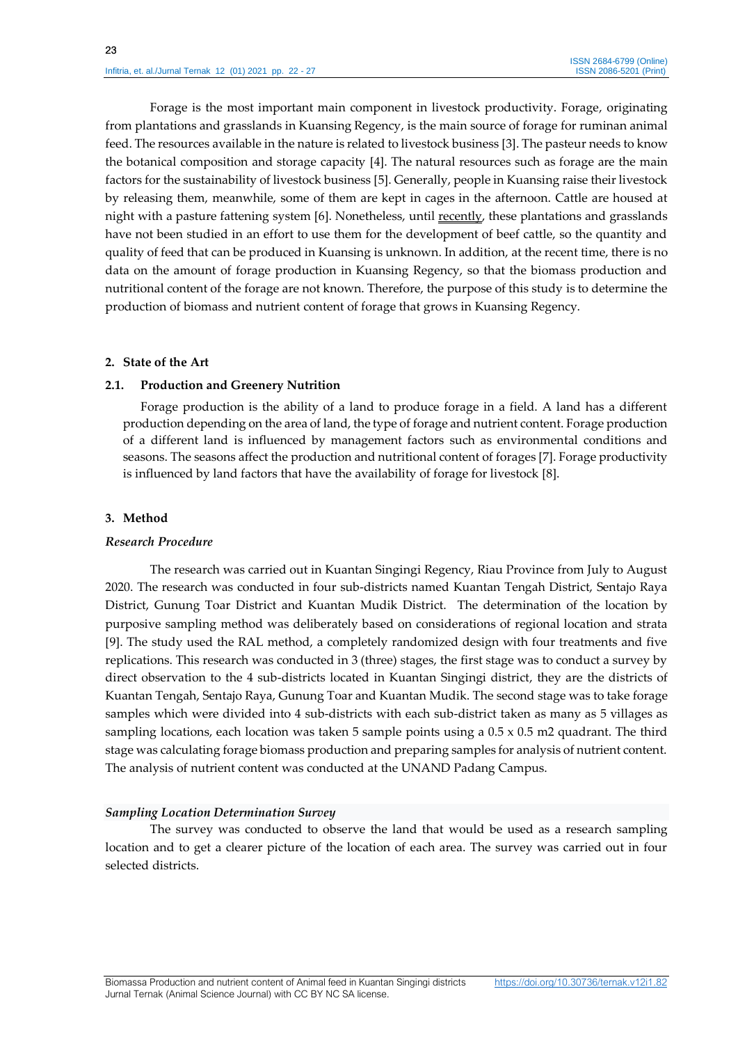Forage is the most important main component in livestock productivity. Forage, originating from plantations and grasslands in Kuansing Regency, is the main source of forage for ruminan animal feed. The resources available in the nature is related to livestock business [3]. The pasteur needs to know the botanical composition and storage capacity [4]. The natural resources such as forage are the main factors for the sustainability of livestock business [5]. Generally, people in Kuansing raise their livestock by releasing them, meanwhile, some of them are kept in cages in the afternoon. Cattle are housed at night with a pasture fattening system [6]. Nonetheless, until recently, these plantations and grasslands have not been studied in an effort to use them for the development of beef cattle, so the quantity and quality of feed that can be produced in Kuansing is unknown. In addition, at the recent time, there is no data on the amount of forage production in Kuansing Regency, so that the biomass production and nutritional content of the forage are not known. Therefore, the purpose of this study is to determine the production of biomass and nutrient content of forage that grows in Kuansing Regency.

## 2. State of the Art

### 2.1. Production and Greenery Nutrition

Forage production is the ability of a land to produce forage in a field. A land has a different production depending on the area of land, the type of forage and nutrient content. Forage production of a different land is influenced by management factors such as environmental conditions and seasons. The seasons affect the production and nutritional content of forages [7]. Forage productivity is influenced by land factors that have the availability of forage for livestock [8].

## 3. Method

### *Research Procedure*

The research was carried out in Kuantan Singingi Regency, Riau Province from July to August 2020. The research was conducted in four sub-districts named Kuantan Tengah District, Sentajo Raya District, Gunung Toar District and Kuantan Mudik District. The determination of the location by purposive sampling method was deliberately based on considerations of regional location and strata [9]. The study used the RAL method, a completely randomized design with four treatments and five replications. This research was conducted in 3 (three) stages, the first stage was to conduct a survey by direct observation to the 4 sub-districts located in Kuantan Singingi district, they are the districts of Kuantan Tengah, Sentajo Raya, Gunung Toar and Kuantan Mudik. The second stage was to take forage samples which were divided into 4 sub-districts with each sub-district taken as many as 5 villages as sampling locations, each location was taken 5 sample points using a 0.5 x 0.5 m2 quadrant. The third stage was calculating forage biomass production and preparing samples for analysis of nutrient content. The analysis of nutrient content was conducted at the UNAND Padang Campus.

### *Sampling Location Determination Survey*

The survey was conducted to observe the land that would be used as a research sampling location and to get a clearer picture of the location of each area. The survey was carried out in four selected districts.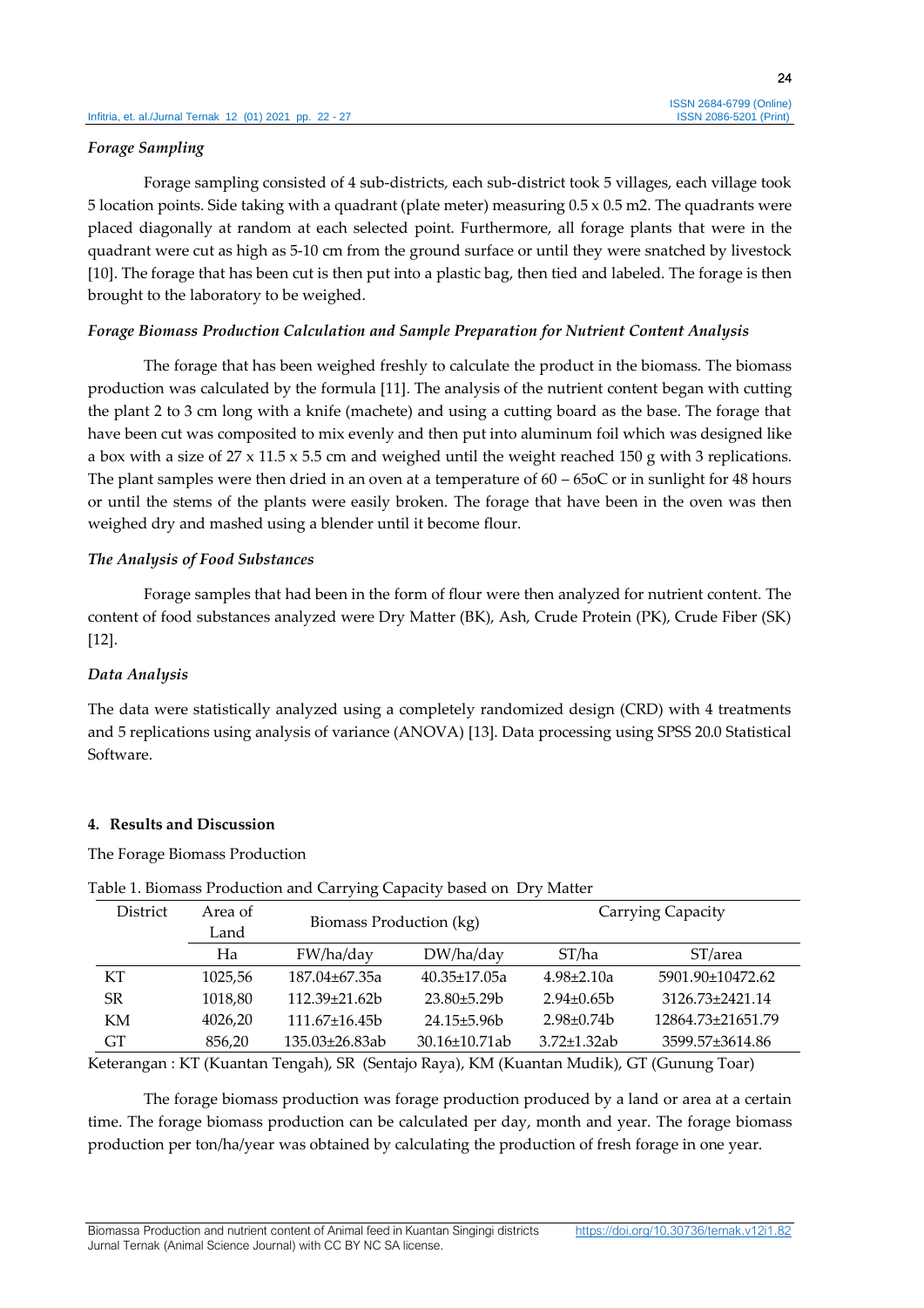### *Forage Sampling*

Forage sampling consisted of 4 sub-districts, each sub-district took 5 villages, each village took 5 location points. Side taking with a quadrant (plate meter) measuring 0.5 x 0.5 m2. The quadrants were placed diagonally at random at each selected point. Furthermore, all forage plants that were in the quadrant were cut as high as 5-10 cm from the ground surface or until they were snatched by livestock [10]. The forage that has been cut is then put into a plastic bag, then tied and labeled. The forage is then brought to the laboratory to be weighed.

### *Forage Biomass Production Calculation and Sample Preparation for Nutrient Content Analysis*

The forage that has been weighed freshly to calculate the product in the biomass. The biomass production was calculated by the formula [11]. The analysis of the nutrient content began with cutting the plant 2 to 3 cm long with a knife (machete) and using a cutting board as the base. The forage that have been cut was composited to mix evenly and then put into aluminum foil which was designed like a box with a size of 27 x 11.5 x 5.5 cm and weighed until the weight reached 150 g with 3 replications. The plant samples were then dried in an oven at a temperature of 60 – 65oC or in sunlight for 48 hours or until the stems of the plants were easily broken. The forage that have been in the oven was then weighed dry and mashed using a blender until it become flour.

### *The Analysis of Food Substances*

Forage samples that had been in the form of flour were then analyzed for nutrient content. The content of food substances analyzed were Dry Matter (BK), Ash, Crude Protein (PK), Crude Fiber (SK) [12].

### *Data Analysis*

The data were statistically analyzed using a completely randomized design (CRD) with 4 treatments and 5 replications using analysis of variance (ANOVA) [13]. Data processing using SPSS 20.0 Statistical Software.

## 4. Results and Discussion

The Forage Biomass Production

Table 1. Biomass Production and Carrying Capacity based on Dry Matter

| District | Area of Land | Biomass Production (kg) | | Carrying Capacity | |
|---|---|---|---|---|---|
| | Ha | FW/ha/day | DW/ha/day | ST/ha | ST/area |
| KT | 1025,56 | 187.04±67.35a | 40.35±17.05a | 4.98±2.10a | 5901.90±10472.62 |
| SR | 1018,80 | 112.39±21.62b | 23.80±5.29b | 2.94±0.65b | 3126.73±2421.14 |
| KM | 4026,20 | 111.67±16.45b | 24.15±5.96b | 2.98±0.74b | 12864.73±21651.79 |
| GT | 856,20 | 135.03±26.83ab | 30.16±10.71ab | 3.72±1.32ab | 3599.57±3614.86 |

Keterangan : KT (Kuantan Tengah), SR (Sentajo Raya), KM (Kuantan Mudik), GT (Gunung Toar)

The forage biomass production was forage production produced by a land or area at a certain time. The forage biomass production can be calculated per day, month and year. The forage biomass production per ton/ha/year was obtained by calculating the production of fresh forage in one year.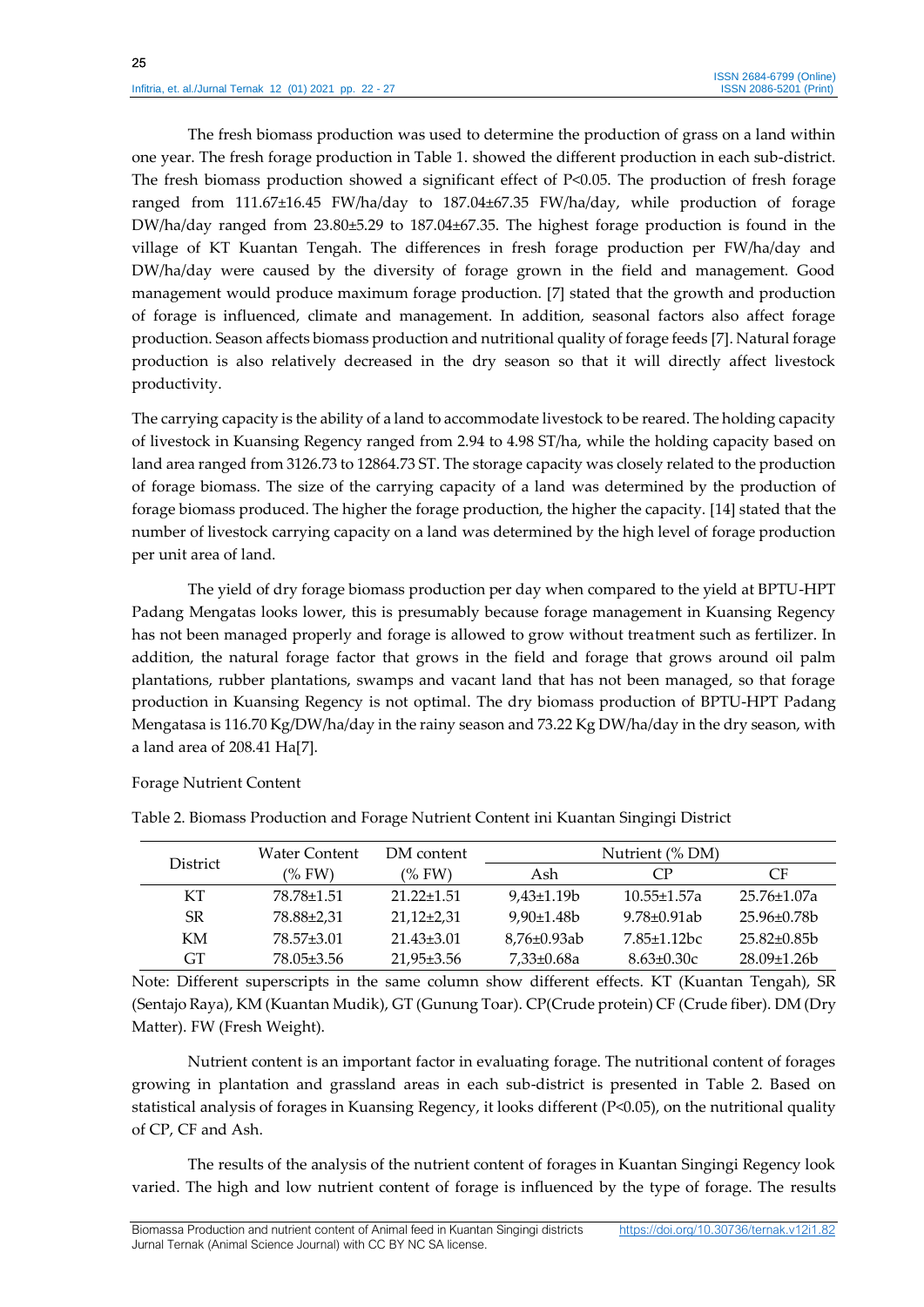The fresh biomass production was used to determine the production of grass on a land within one year. The fresh forage production in Table 1. showed the different production in each sub-district. The fresh biomass production showed a significant effect of P<0.05. The production of fresh forage ranged from 111.67±16.45 FW/ha/day to 187.04±67.35 FW/ha/day, while production of forage DW/ha/day ranged from 23.80±5.29 to 187.04±67.35. The highest forage production is found in the village of KT Kuantan Tengah. The differences in fresh forage production per FW/ha/day and DW/ha/day were caused by the diversity of forage grown in the field and management. Good management would produce maximum forage production. [7] stated that the growth and production of forage is influenced, climate and management. In addition, seasonal factors also affect forage production. Season affects biomass production and nutritional quality of forage feeds [7]. Natural forage production is also relatively decreased in the dry season so that it will directly affect livestock productivity.

The carrying capacity is the ability of a land to accommodate livestock to be reared. The holding capacity of livestock in Kuansing Regency ranged from 2.94 to 4.98 ST/ha, while the holding capacity based on land area ranged from 3126.73 to 12864.73 ST. The storage capacity was closely related to the production of forage biomass. The size of the carrying capacity of a land was determined by the production of forage biomass produced. The higher the forage production, the higher the capacity. [14] stated that the number of livestock carrying capacity on a land was determined by the high level of forage production per unit area of land.

The yield of dry forage biomass production per day when compared to the yield at BPTU-HPT Padang Mengatas looks lower, this is presumably because forage management in Kuansing Regency has not been managed properly and forage is allowed to grow without treatment such as fertilizer. In addition, the natural forage factor that grows in the field and forage that grows around oil palm plantations, rubber plantations, swamps and vacant land that has not been managed, so that forage production in Kuansing Regency is not optimal. The dry biomass production of BPTU-HPT Padang Mengatasa is 116.70 Kg/DW/ha/day in the rainy season and 73.22 Kg DW/ha/day in the dry season, with a land area of 208.41 Ha[7].

Forage Nutrient Content

Table 2. Biomass Production and Forage Nutrient Content ini Kuantan Singingi District

| District | Water Content (% FW) | DM content (% FW) | Nutrient (% DM) | | |
|---|---|---|---|---|---|
| | | | Ash | CP | CF |
| KT | 78.78±1.51 | 21.22±1.51 | 9,43±1.19b | 10.55±1.57a | 25.76±1.07a |
| SR | 78.88±2,31 | 21,12±2,31 | 9,90±1.48b | 9.78±0.91ab | 25.96±0.78b |
| KM | 78.57±3.01 | 21.43±3.01 | 8,76±0.93ab | 7.85±1.12bc | 25.82±0.85b |
| GT | 78.05±3.56 | 21,95±3.56 | 7,33±0.68a | 8.63±0.30c | 28.09±1.26b |

Note: Different superscripts in the same column show different effects. KT (Kuantan Tengah), SR (Sentajo Raya), KM (Kuantan Mudik), GT (Gunung Toar). CP(Crude protein) CF (Crude fiber). DM (Dry Matter). FW (Fresh Weight).

Nutrient content is an important factor in evaluating forage. The nutritional content of forages growing in plantation and grassland areas in each sub-district is presented in Table 2. Based on statistical analysis of forages in Kuansing Regency, it looks different (P<0.05), on the nutritional quality of CP, CF and Ash.

The results of the analysis of the nutrient content of forages in Kuantan Singingi Regency look varied. The high and low nutrient content of forage is influenced by the type of forage. The results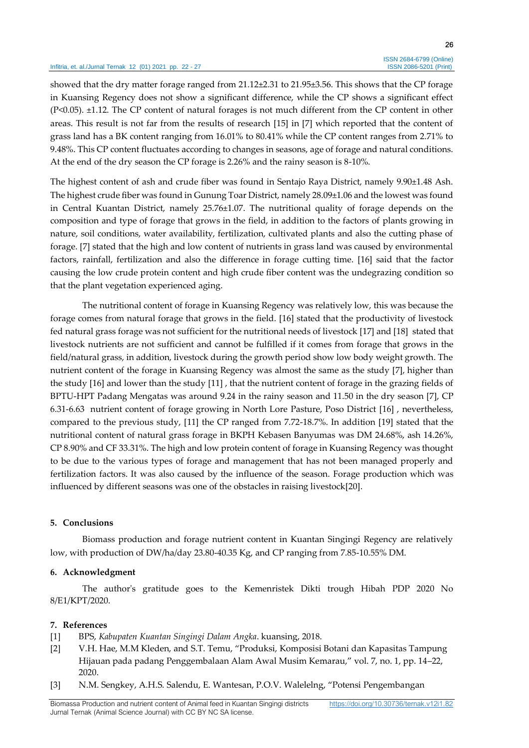showed that the dry matter forage ranged from 21.12±2.31 to 21.95±3.56. This shows that the CP forage in Kuansing Regency does not show a significant difference, while the CP shows a significant effect ($P<0.05$). ±1.12. The CP content of natural forages is not much different from the CP content in other areas. This result is not far from the results of research [15] in [7] which reported that the content of grass land has a BK content ranging from 16.01% to 80.41% while the CP content ranges from 2.71% to 9.48%. This CP content fluctuates according to changes in seasons, age of forage and natural conditions. At the end of the dry season the CP forage is 2.26% and the rainy season is 8-10%.

The highest content of ash and crude fiber was found in Sentajo Raya District, namely 9.90±1.48 Ash. The highest crude fiber was found in Gunung Toar District, namely 28.09±1.06 and the lowest was found in Central Kuantan District, namely 25.76±1.07. The nutritional quality of forage depends on the composition and type of forage that grows in the field, in addition to the factors of plants growing in nature, soil conditions, water availability, fertilization, cultivated plants and also the cutting phase of forage. [7] stated that the high and low content of nutrients in grass land was caused by environmental factors, rainfall, fertilization and also the difference in forage cutting time. [16] said that the factor causing the low crude protein content and high crude fiber content was the undegrazing condition so that the plant vegetation experienced aging.

The nutritional content of forage in Kuansing Regency was relatively low, this was because the forage comes from natural forage that grows in the field. [16] stated that the productivity of livestock fed natural grass forage was not sufficient for the nutritional needs of livestock [17] and [18] stated that livestock nutrients are not sufficient and cannot be fulfilled if it comes from forage that grows in the field/natural grass, in addition, livestock during the growth period show low body weight growth. The nutrient content of the forage in Kuansing Regency was almost the same as the study [7], higher than the study [16] and lower than the study [11] , that the nutrient content of forage in the grazing fields of BPTU-HPT Padang Mengatas was around 9.24 in the rainy season and 11.50 in the dry season [7], CP 6.31-6.63 nutrient content of forage growing in North Lore Pasture, Poso District [16] , nevertheless, compared to the previous study, [11] the CP ranged from 7.72-18.7%. In addition [19] stated that the nutritional content of natural grass forage in BKPH Kebasen Banyumas was DM 24.68%, ash 14.26%, CP 8.90% and CF 33.31%. The high and low protein content of forage in Kuansing Regency was thought to be due to the various types of forage and management that has not been managed properly and fertilization factors. It was also caused by the influence of the season. Forage production which was influenced by different seasons was one of the obstacles in raising livestock[20].

## 5. Conclusions

Biomass production and forage nutrient content in Kuantan Singingi Regency are relatively low, with production of DW/ha/day 23.80-40.35 Kg, and CP ranging from 7.85-10.55% DM.

## 6. Acknowledgment

The author's gratitude goes to the Kemenristek Dikti trough Hibah PDP 2020 No 8/E1/KPT/2020.

## 7. References

[1] BPS, *Kabupaten Kuantan Singingi Dalam Angka*. kuansing, 2018.

[2] V.H. Hae, M.M Kleden, and S.T. Temu, "Produksi, Komposisi Botani dan Kapasitas Tampung Hijauan pada padang Penggembalaan Alam Awal Musim Kemarau," vol. 7, no. 1, pp. 14–22, 2020.

[3] N.M. Sengkey, A.H.S. Salendu, E. Wantesan, P.O.V. Walelelng, "Potensi Pengembangan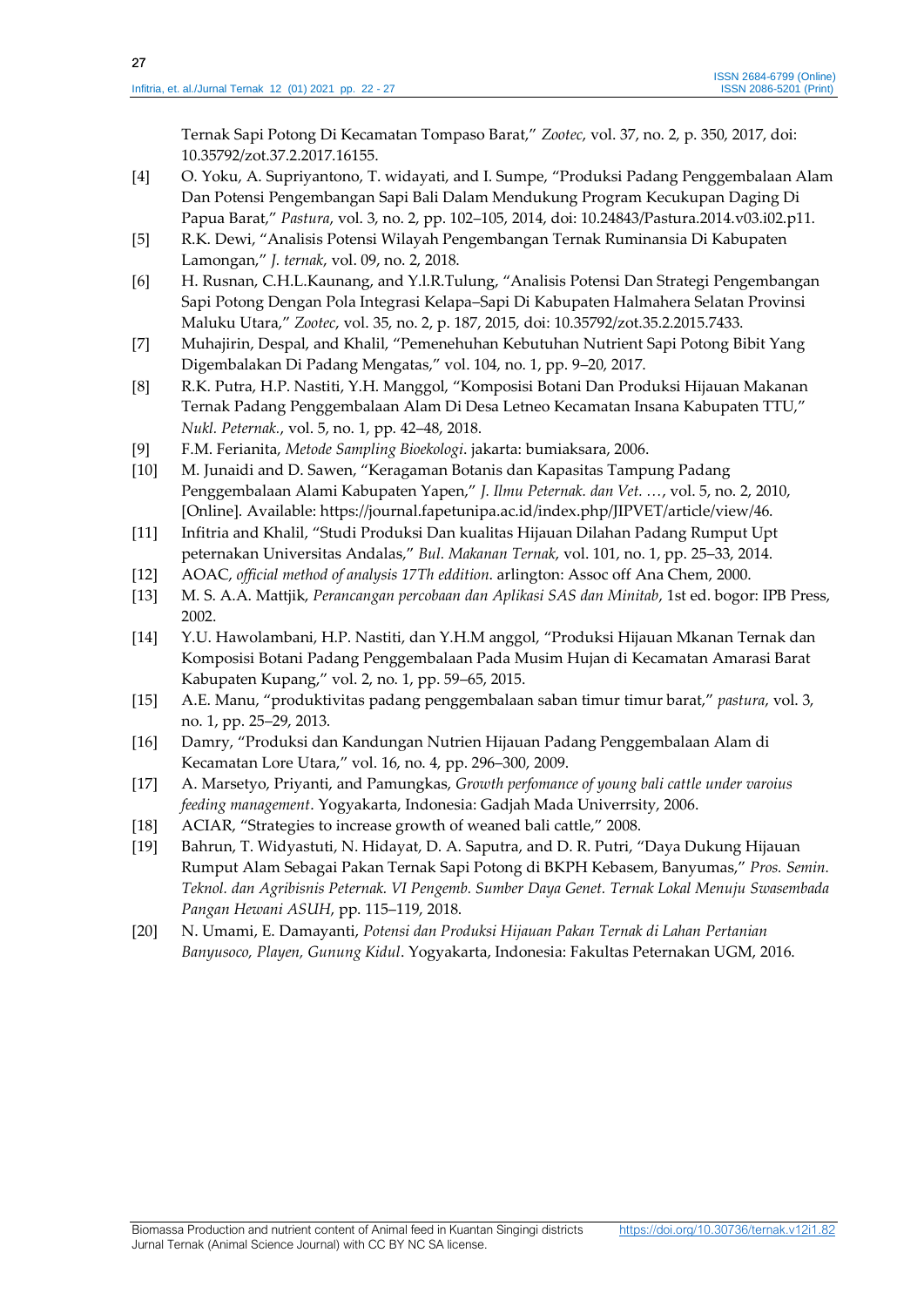Ternak Sapi Potong Di Kecamatan Tompaso Barat," *Zootec*, vol. 37, no. 2, p. 350, 2017, doi: 10.35792/zot.37.2.2017.16155.

[4] O. Yoku, A. Supriyantono, T. widayati, and I. Sumpe, "Produksi Padang Penggembalaan Alam Dan Potensi Pengembangan Sapi Bali Dalam Mendukung Program Kecukupan Daging Di Papua Barat," *Pastura*, vol. 3, no. 2, pp. 102–105, 2014, doi: 10.24843/Pastura.2014.v03.i02.p11.

[5] R.K. Dewi, "Analisis Potensi Wilayah Pengembangan Ternak Ruminansia Di Kabupaten Lamongan," *J. ternak*, vol. 09, no. 2, 2018.

[6] H. Rusnan, C.H.L.Kaunang, and Y.l.R.Tulung, "Analisis Potensi Dan Strategi Pengembangan Sapi Potong Dengan Pola Integrasi Kelapa–Sapi Di Kabupaten Halmahera Selatan Provinsi Maluku Utara," *Zootec*, vol. 35, no. 2, p. 187, 2015, doi: 10.35792/zot.35.2.2015.7433.

[7] Muhajirin, Despal, and Khalil, "Pemenehuhan Kebutuhan Nutrient Sapi Potong Bibit Yang Digembalakan Di Padang Mengatas," vol. 104, no. 1, pp. 9–20, 2017.

[8] R.K. Putra, H.P. Nastiti, Y.H. Manggol, "Komposisi Botani Dan Produksi Hijauan Makanan Ternak Padang Penggembalaan Alam Di Desa Letneo Kecamatan Insana Kabupaten TTU," *Nukl. Peternak.*, vol. 5, no. 1, pp. 42–48, 2018.

[9] F.M. Ferianita, *Metode Sampling Bioekologi*. jakarta: bumiaksara, 2006.

[10] M. Junaidi and D. Sawen, "Keragaman Botanis dan Kapasitas Tampung Padang Penggembalaan Alami Kabupaten Yapen," *J. Ilmu Peternak. dan Vet. …*, vol. 5, no. 2, 2010, [Online]. Available: https://journal.fapetunipa.ac.id/index.php/JIPVET/article/view/46.

[11] Infitria and Khalil, "Studi Produksi Dan kualitas Hijauan Dilahan Padang Rumput Upt peternakan Universitas Andalas," *Bul. Makanan Ternak*, vol. 101, no. 1, pp. 25–33, 2014.

[12] AOAC, *official method of analysis 17Th eddition*. arlington: Assoc off Ana Chem, 2000.

[13] M. S. A.A. Mattjik, *Perancangan percobaan dan Aplikasi SAS dan Minitab*, 1st ed. bogor: IPB Press, 2002.

[14] Y.U. Hawolambani, H.P. Nastiti, dan Y.H.M anggol, "Produksi Hijauan Mkanan Ternak dan Komposisi Botani Padang Penggembalaan Pada Musim Hujan di Kecamatan Amarasi Barat Kabupaten Kupang," vol. 2, no. 1, pp. 59–65, 2015.

[15] A.E. Manu, "produktivitas padang penggembalaan saban timur timur barat," *pastura*, vol. 3, no. 1, pp. 25–29, 2013.

[16] Damry, "Produksi dan Kandungan Nutrien Hijauan Padang Penggembalaan Alam di Kecamatan Lore Utara," vol. 16, no. 4, pp. 296–300, 2009.

[17] A. Marsetyo, Priyanti, and Pamungkas, *Growth perfomance of young bali cattle under varoius feeding management*. Yogyakarta, Indonesia: Gadjah Mada Univerrsity, 2006.

[18] ACIAR, "Strategies to increase growth of weaned bali cattle," 2008.

[19] Bahrun, T. Widyastuti, N. Hidayat, D. A. Saputra, and D. R. Putri, "Daya Dukung Hijauan Rumput Alam Sebagai Pakan Ternak Sapi Potong di BKPH Kebasem, Banyumas," *Pros. Semin. Teknol. dan Agribisnis Peternak. VI Pengemb. Sumber Daya Genet. Ternak Lokal Menuju Swasembada Pangan Hewani ASUH*, pp. 115–119, 2018.

[20] N. Umami, E. Damayanti, *Potensi dan Produksi Hijauan Pakan Ternak di Lahan Pertanian Banyusoco, Playen, Gunung Kidul*. Yogyakarta, Indonesia: Fakultas Peternakan UGM, 2016.